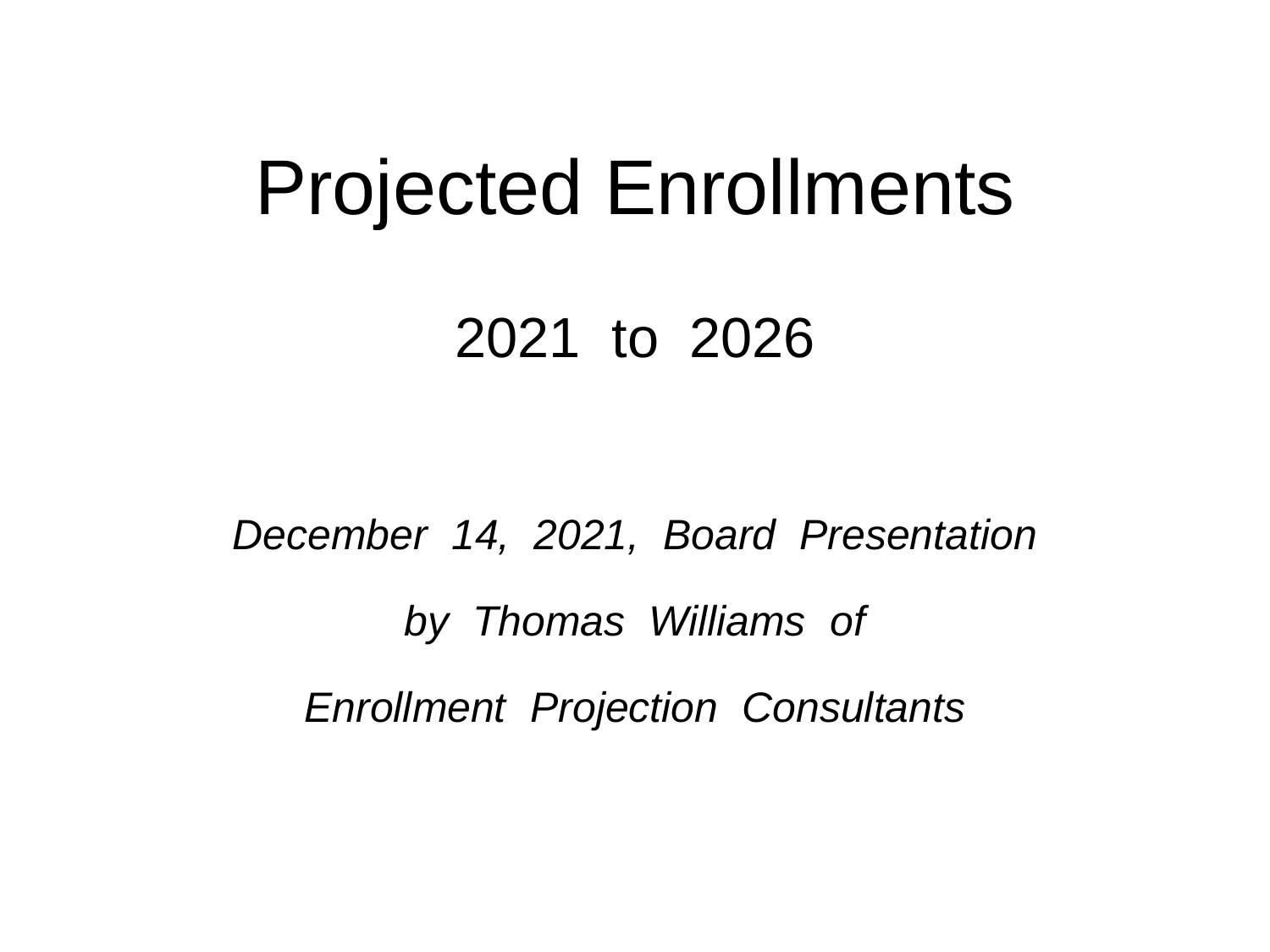# Projected Enrollments

## 2021 to 2026

*December 14, 2021, Board Presentation*

*by Thomas Williams of*

*Enrollment Projection Consultants*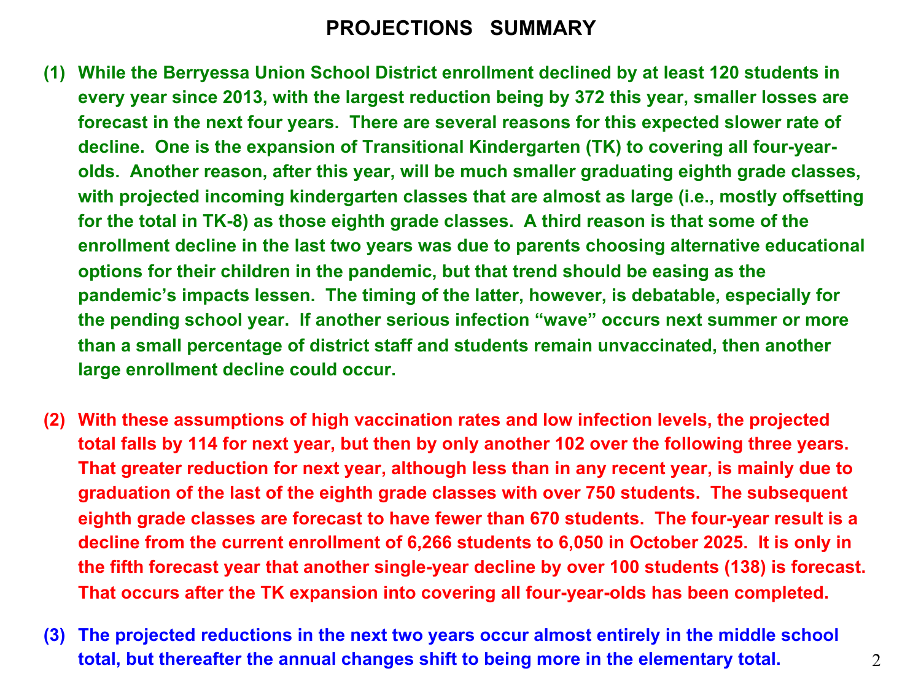# PROJECTIONS SUMMARY

**(1) While the Berryessa Union School District enrollment declined by at least 120 students in every year since 2013, with the largest reduction being by 372 this year, smaller losses are forecast in the next four years. There are several reasons for this expected slower rate of decline. One is the expansion of Transitional Kindergarten (TK) to covering all four-year-olds. Another reason, after this year, will be much smaller graduating eighth grade classes, with projected incoming kindergarten classes that are almost as large (i.e., mostly offsetting for the total in TK-8) as those eighth grade classes. A third reason is that some of the enrollment decline in the last two years was due to parents choosing alternative educational options for their children in the pandemic, but that trend should be easing as the pandemic's impacts lessen. The timing of the latter, however, is debatable, especially for the pending school year. If another serious infection "wave" occurs next summer or more than a small percentage of district staff and students remain unvaccinated, then another large enrollment decline could occur.**

**(2) With these assumptions of high vaccination rates and low infection levels, the projected total falls by 114 for next year, but then by only another 102 over the following three years. That greater reduction for next year, although less than in any recent year, is mainly due to graduation of the last of the eighth grade classes with over 750 students. The subsequent eighth grade classes are forecast to have fewer than 670 students. The four-year result is a decline from the current enrollment of 6,266 students to 6,050 in October 2025. It is only in the fifth forecast year that another single-year decline by over 100 students (138) is forecast. That occurs after the TK expansion into covering all four-year-olds has been completed.**

**(3) The projected reductions in the next two years occur almost entirely in the middle school total, but thereafter the annual changes shift to being more in the elementary total.**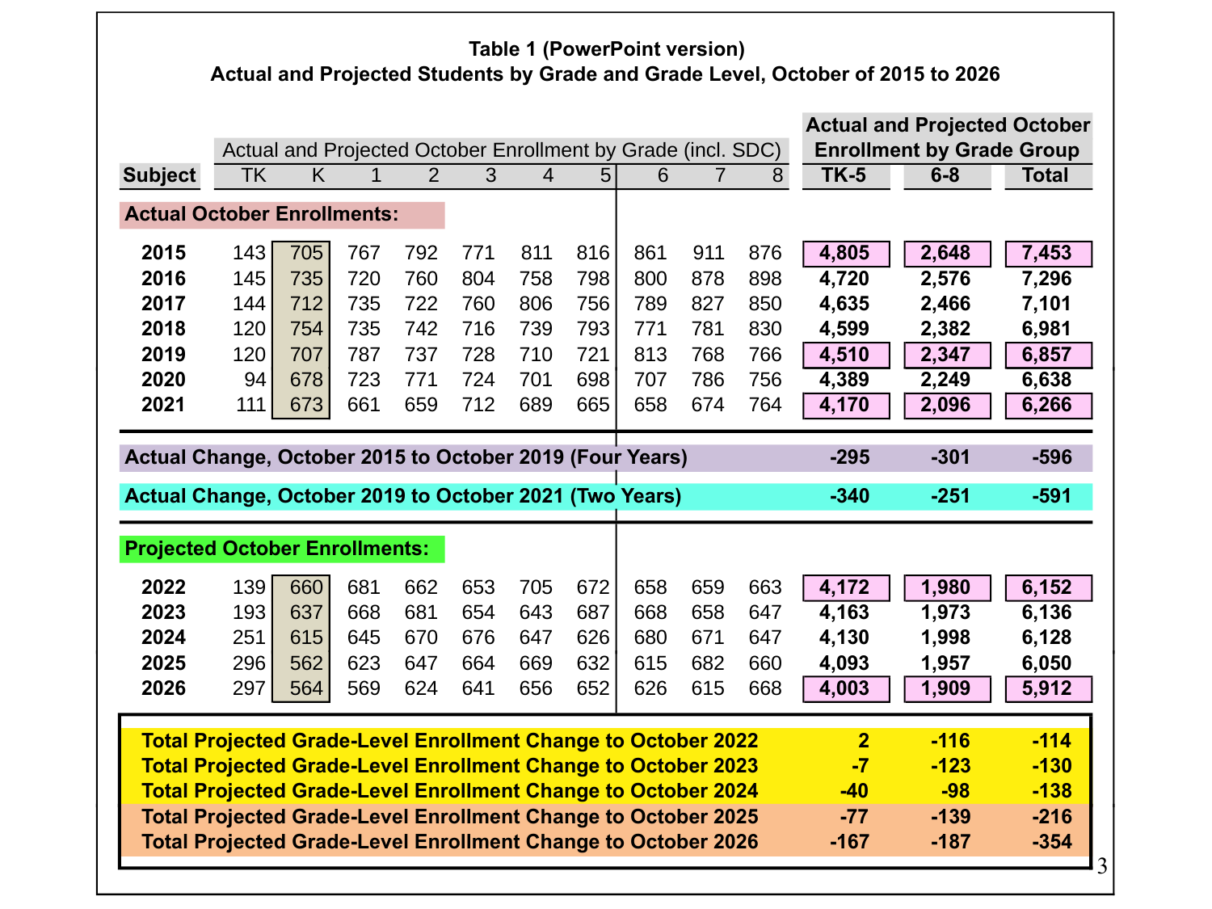## Table 1 (PowerPoint version)
## Actual and Projected Students by Grade and Grade Level, October of 2015 to 2026

| Subject | TK | K | 1 | 2 | 3 | 4 | 5 | 6 | 7 | 8 | TK-5 | 6-8 | Total |
|---|---|---|---|---|---|---|---|---|---|---|---|---|---|
| | Actual and Projected October Enrollment by Grade (incl. SDC) | | | | | | | | | | Actual and Projected October Enrollment by Grade Group | | |
| **Actual October Enrollments:** | | | | | | | | | | | | | |
| **2015** | 143 | 705 | 767 | 792 | 771 | 811 | 816 | 861 | 911 | 876 | **4,805** | **2,648** | **7,453** |
| **2016** | 145 | 735 | 720 | 760 | 804 | 758 | 798 | 800 | 878 | 898 | **4,720** | **2,576** | **7,296** |
| **2017** | 144 | 712 | 735 | 722 | 760 | 806 | 756 | 789 | 827 | 850 | **4,635** | **2,466** | **7,101** |
| **2018** | 120 | 754 | 735 | 742 | 716 | 739 | 793 | 771 | 781 | 830 | **4,599** | **2,382** | **6,981** |
| **2019** | 120 | 707 | 787 | 737 | 728 | 710 | 721 | 813 | 768 | 766 | **4,510** | **2,347** | **6,857** |
| **2020** | 94 | 678 | 723 | 771 | 724 | 701 | 698 | 707 | 786 | 756 | **4,389** | **2,249** | **6,638** |
| **2021** | 111 | 673 | 661 | 659 | 712 | 689 | 665 | 658 | 674 | 764 | **4,170** | **2,096** | **6,266** |
| **Actual Change, October 2015 to October 2019 (Four Years)** | | | | | | | | | | | **-295** | **-301** | **-596** |
| **Actual Change, October 2019 to October 2021 (Two Years)** | | | | | | | | | | | **-340** | **-251** | **-591** |
| **Projected October Enrollments:** | | | | | | | | | | | | | |
| **2022** | 139 | 660 | 681 | 662 | 653 | 705 | 672 | 658 | 659 | 663 | **4,172** | **1,980** | **6,152** |
| **2023** | 193 | 637 | 668 | 681 | 654 | 643 | 687 | 668 | 658 | 647 | **4,163** | **1,973** | **6,136** |
| **2024** | 251 | 615 | 645 | 670 | 676 | 647 | 626 | 680 | 671 | 647 | **4,130** | **1,998** | **6,128** |
| **2025** | 296 | 562 | 623 | 647 | 664 | 669 | 632 | 615 | 682 | 660 | **4,093** | **1,957** | **6,050** |
| **2026** | 297 | 564 | 569 | 624 | 641 | 656 | 652 | 626 | 615 | 668 | **4,003** | **1,909** | **5,912** |
| **Total Projected Grade-Level Enrollment Change to October 2022** | | | | | | | | | | | **2** | **-116** | **-114** |
| **Total Projected Grade-Level Enrollment Change to October 2023** | | | | | | | | | | | **-7** | **-123** | **-130** |
| **Total Projected Grade-Level Enrollment Change to October 2024** | | | | | | | | | | | **-40** | **-98** | **-138** |
| **Total Projected Grade-Level Enrollment Change to October 2025** | | | | | | | | | | | **-77** | **-139** | **-216** |
| **Total Projected Grade-Level Enrollment Change to October 2026** | | | | | | | | | | | **-167** | **-187** | **-354** |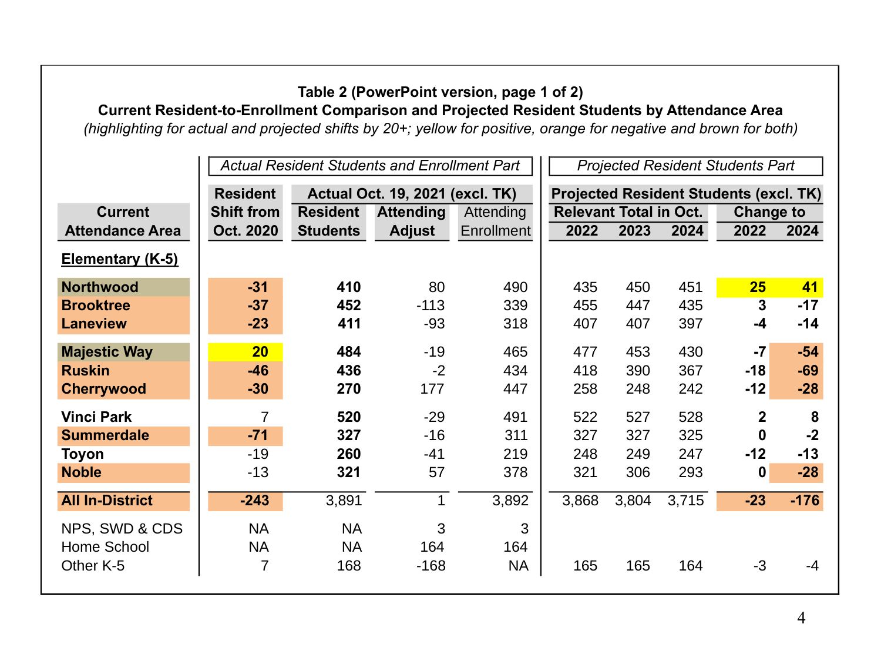**Table 2 (PowerPoint version, page 1 of 2)**

**Current Resident-to-Enrollment Comparison and Projected Resident Students by Attendance Area**

*(highlighting for actual and projected shifts by 20+; yellow for positive, orange for negative and brown for both)*

| | *Actual Resident Students and Enrollment Part* | | | | *Projected Resident Students Part* | | | | |
|---|---|---|---|---|---|---|---|---|---|
| | **Resident** | **Actual Oct. 19, 2021 (excl. TK)** | | | **Projected Resident Students (excl. TK)** | | | | |
| **Current** | **Shift from** | **Resident** | **Attending** | Attending | **Relevant Total in Oct.** | | | **Change to** | |
| **Attendance Area** | **Oct. 2020** | **Students** | **Adjust** | Enrollment | **2022** | **2023** | **2024** | **2022** | **2024** |
| **Elementary (K-5)** | | | | | | | | | |
| **Northwood** | **-31** | **410** | 80 | 490 | 435 | 450 | 451 | **25** | **41** |
| **Brooktree** | **-37** | **452** | -113 | 339 | 455 | 447 | 435 | **3** | **-17** |
| **Laneview** | **-23** | **411** | -93 | 318 | 407 | 407 | 397 | **-4** | **-14** |
| **Majestic Way** | **20** | **484** | -19 | 465 | 477 | 453 | 430 | **-7** | **-54** |
| **Ruskin** | **-46** | **436** | -2 | 434 | 418 | 390 | 367 | **-18** | **-69** |
| **Cherrywood** | **-30** | **270** | 177 | 447 | 258 | 248 | 242 | **-12** | **-28** |
| **Vinci Park** | 7 | **520** | -29 | 491 | 522 | 527 | 528 | **2** | **8** |
| **Summerdale** | **-71** | **327** | -16 | 311 | 327 | 327 | 325 | **0** | **-2** |
| **Toyon** | -19 | **260** | -41 | 219 | 248 | 249 | 247 | **-12** | **-13** |
| **Noble** | -13 | **321** | 57 | 378 | 321 | 306 | 293 | **0** | **-28** |
| **All In-District** | **-243** | 3,891 | 1 | 3,892 | 3,868 | 3,804 | 3,715 | **-23** | **-176** |
| NPS, SWD & CDS | NA | NA | 3 | 3 | | | | | |
| Home School | NA | NA | 164 | 164 | | | | | |
| Other K-5 | 7 | 168 | -168 | NA | 165 | 165 | 164 | -3 | -4 |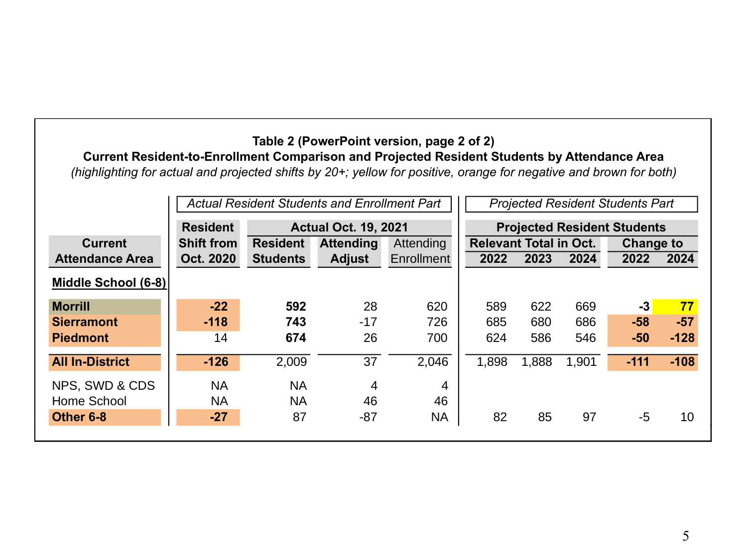**Table 2 (PowerPoint version, page 2 of 2)**
**Current Resident-to-Enrollment Comparison and Projected Resident Students by Attendance Area**
*(highlighting for actual and projected shifts by 20+; yellow for positive, orange for negative and brown for both)*

| | *Actual Resident Students and Enrollment Part* | | | | *Projected Resident Students Part* | | | | |
|---|---|---|---|---|---|---|---|---|---|
| | **Resident** | **Actual Oct. 19, 2021** | | | **Projected Resident Students** | | | | |
| | | | | | **Relevant Total in Oct.** | | | **Change to** | |
| **Current Attendance Area** | **Shift from Oct. 2020** | **Resident Students** | **Attending Adjust** | Attending Enrollment | **2022** | **2023** | **2024** | **2022** | **2024** |
| **Middle School (6-8)** | | | | | | | | | |
| **Morrill** | **-22** | **592** | 28 | 620 | 589 | 622 | 669 | **-3** | **77** |
| **Sierramont** | **-118** | **743** | -17 | 726 | 685 | 680 | 686 | **-58** | **-57** |
| **Piedmont** | 14 | **674** | 26 | 700 | 624 | 586 | 546 | **-50** | **-128** |
| **All In-District** | **-126** | 2,009 | 37 | 2,046 | 1,898 | 1,888 | 1,901 | **-111** | **-108** |
| NPS, SWD & CDS | NA | NA | 4 | 4 | | | | | |
| Home School | NA | NA | 46 | 46 | | | | | |
| **Other 6-8** | **-27** | 87 | -87 | NA | 82 | 85 | 97 | -5 | 10 |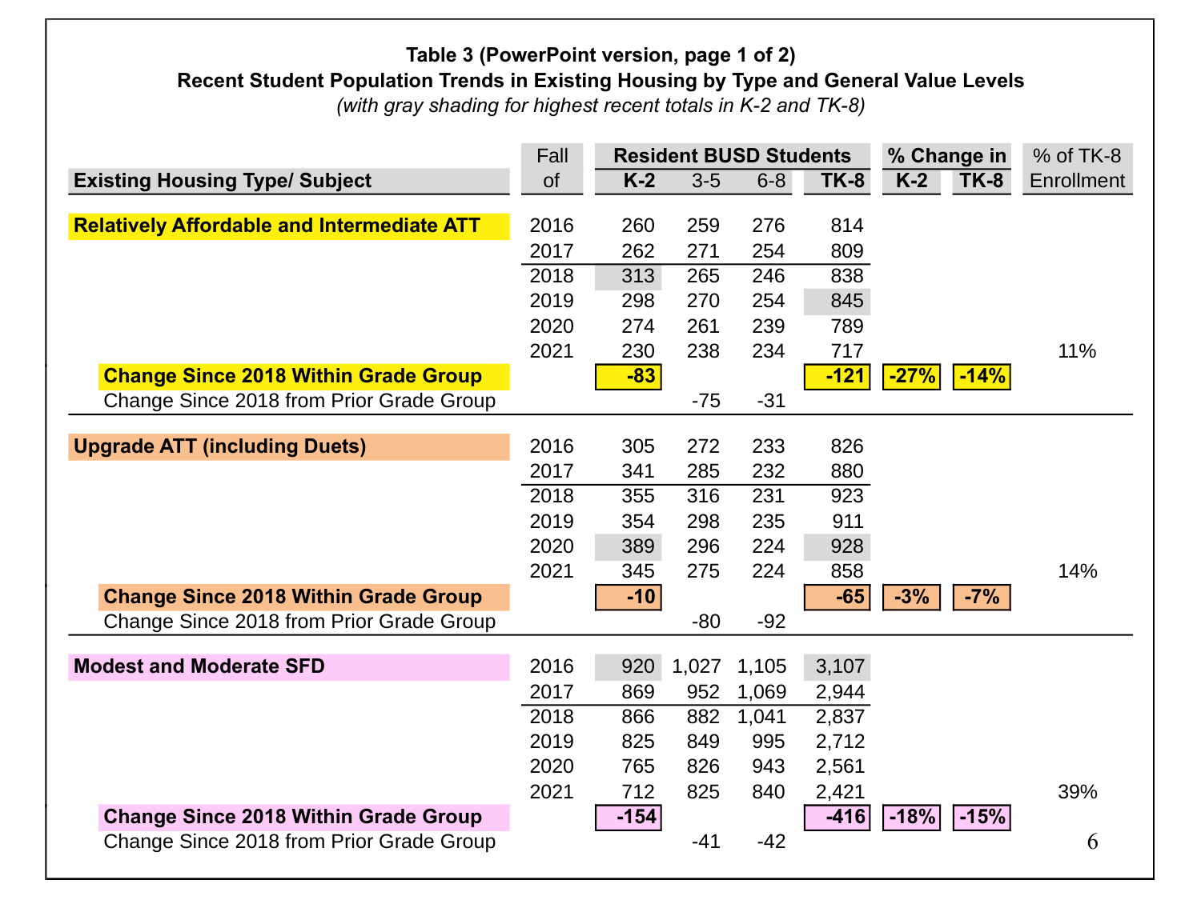**Table 3 (PowerPoint version, page 1 of 2)**
**Recent Student Population Trends in Existing Housing by Type and General Value Levels**
*(with gray shading for highest recent totals in K-2 and TK-8)*

| Existing Housing Type/ Subject | Fall of | Resident BUSD Students K-2 | 3-5 | 6-8 | TK-8 | % Change in K-2 | % Change in TK-8 | % of TK-8 Enrollment |
|---|---|---|---|---|---|---|---|---|
| **Relatively Affordable and Intermediate ATT** | 2016 | 260 | 259 | 276 | 814 | | | |
| | 2017 | 262 | 271 | 254 | 809 | | | |
| | 2018 | 313 | 265 | 246 | 838 | | | |
| | 2019 | 298 | 270 | 254 | 845 | | | |
| | 2020 | 274 | 261 | 239 | 789 | | | |
| | 2021 | 230 | 238 | 234 | 717 | | | 11% |
| **Change Since 2018 Within Grade Group** | | **-83** | | | **-121** | **-27%** | **-14%** | |
| Change Since 2018 from Prior Grade Group | | | -75 | -31 | | | | |
| **Upgrade ATT (including Duets)** | 2016 | 305 | 272 | 233 | 826 | | | |
| | 2017 | 341 | 285 | 232 | 880 | | | |
| | 2018 | 355 | 316 | 231 | 923 | | | |
| | 2019 | 354 | 298 | 235 | 911 | | | |
| | 2020 | 389 | 296 | 224 | 928 | | | |
| | 2021 | 345 | 275 | 224 | 858 | | | 14% |
| **Change Since 2018 Within Grade Group** | | **-10** | | | **-65** | **-3%** | **-7%** | |
| Change Since 2018 from Prior Grade Group | | | -80 | -92 | | | | |
| **Modest and Moderate SFD** | 2016 | 920 | 1,027 | 1,105 | 3,107 | | | |
| | 2017 | 869 | 952 | 1,069 | 2,944 | | | |
| | 2018 | 866 | 882 | 1,041 | 2,837 | | | |
| | 2019 | 825 | 849 | 995 | 2,712 | | | |
| | 2020 | 765 | 826 | 943 | 2,561 | | | |
| | 2021 | 712 | 825 | 840 | 2,421 | | | 39% |
| **Change Since 2018 Within Grade Group** | | **-154** | | | **-416** | **-18%** | **-15%** | |
| Change Since 2018 from Prior Grade Group | | | -41 | -42 | | | | |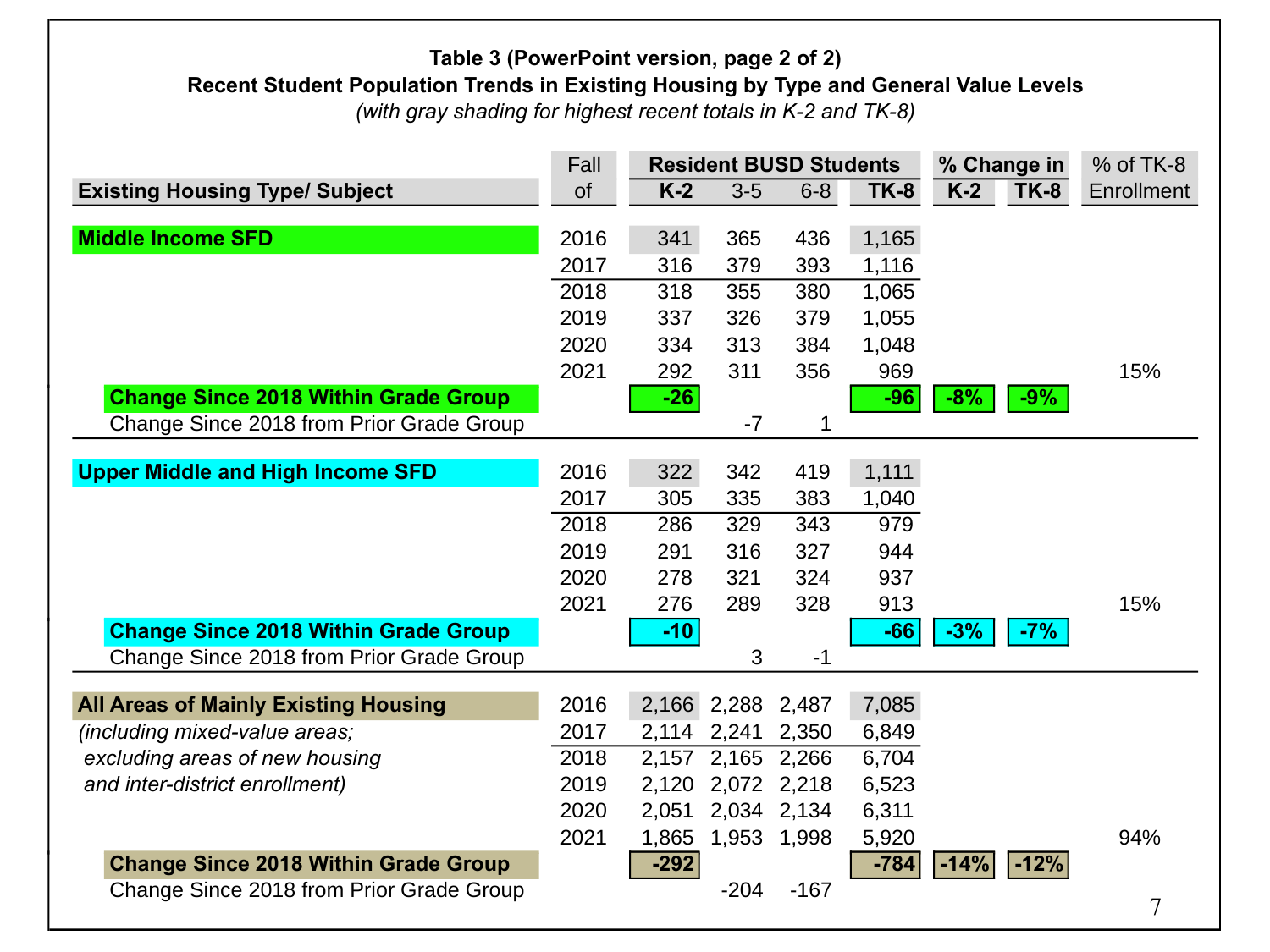**Table 3 (PowerPoint version, page 2 of 2)**
**Recent Student Population Trends in Existing Housing by Type and General Value Levels**
*(with gray shading for highest recent totals in K-2 and TK-8)*

| Existing Housing Type/ Subject | Fall of | Resident BUSD Students K-2 | 3-5 | 6-8 | TK-8 | % Change in K-2 | % Change in TK-8 | % of TK-8 Enrollment |
|---|---|---|---|---|---|---|---|---|
| **Middle Income SFD** | 2016 | 341 | 365 | 436 | 1,165 | | | |
| | 2017 | 316 | 379 | 393 | 1,116 | | | |
| | 2018 | 318 | 355 | 380 | 1,065 | | | |
| | 2019 | 337 | 326 | 379 | 1,055 | | | |
| | 2020 | 334 | 313 | 384 | 1,048 | | | |
| | 2021 | 292 | 311 | 356 | 969 | | | 15% |
| **Change Since 2018 Within Grade Group** | | **-26** | | | **-96** | **-8%** | **-9%** | |
| Change Since 2018 from Prior Grade Group | | | -7 | 1 | | | | |
| **Upper Middle and High Income SFD** | 2016 | 322 | 342 | 419 | 1,111 | | | |
| | 2017 | 305 | 335 | 383 | 1,040 | | | |
| | 2018 | 286 | 329 | 343 | 979 | | | |
| | 2019 | 291 | 316 | 327 | 944 | | | |
| | 2020 | 278 | 321 | 324 | 937 | | | |
| | 2021 | 276 | 289 | 328 | 913 | | | 15% |
| **Change Since 2018 Within Grade Group** | | **-10** | | | **-66** | **-3%** | **-7%** | |
| Change Since 2018 from Prior Grade Group | | | 3 | -1 | | | | |
| **All Areas of Mainly Existing Housing** | 2016 | 2,166 | 2,288 | 2,487 | 7,085 | | | |
| *(including mixed-value areas;* | 2017 | 2,114 | 2,241 | 2,350 | 6,849 | | | |
| *excluding areas of new housing* | 2018 | 2,157 | 2,165 | 2,266 | 6,704 | | | |
| *and inter-district enrollment)* | 2019 | 2,120 | 2,072 | 2,218 | 6,523 | | | |
| | 2020 | 2,051 | 2,034 | 2,134 | 6,311 | | | |
| | 2021 | 1,865 | 1,953 | 1,998 | 5,920 | | | 94% |
| **Change Since 2018 Within Grade Group** | | **-292** | | | **-784** | **-14%** | **-12%** | |
| Change Since 2018 from Prior Grade Group | | | -204 | -167 | | | | |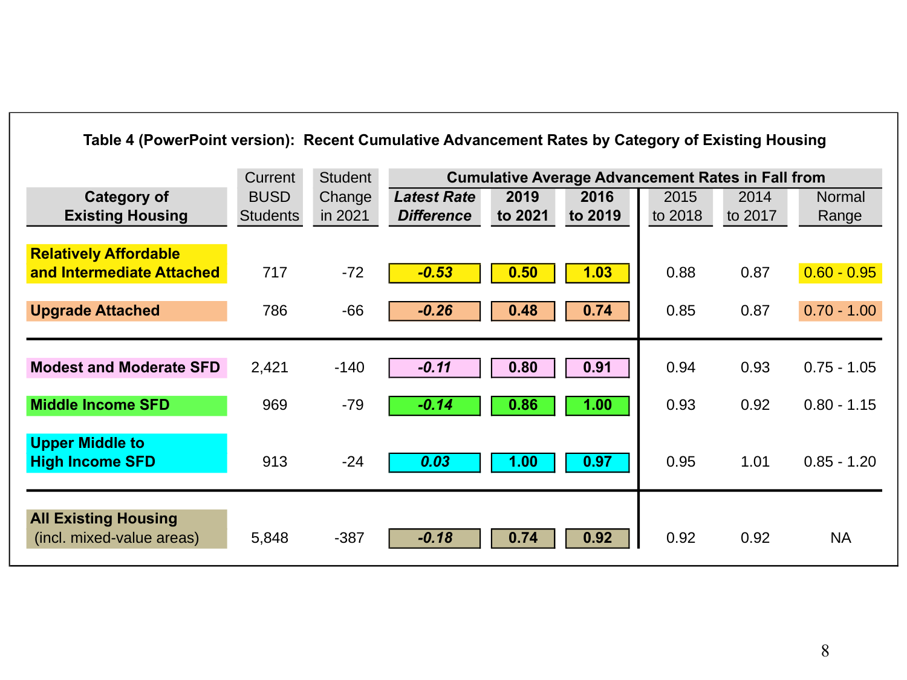**Table 4 (PowerPoint version): Recent Cumulative Advancement Rates by Category of Existing Housing**

| Category of Existing Housing | Current BUSD Students | Student Change in 2021 | Cumulative Average Advancement Rates in Fall from | | | | | |
|---|---|---|---|---|---|---|---|---|
| | | | ***Latest Rate Difference*** | **2019 to 2021** | **2016 to 2019** | 2015 to 2018 | 2014 to 2017 | Normal Range |
| **Relatively Affordable and Intermediate Attached** | 717 | -72 | ***-0.53*** | **0.50** | **1.03** | 0.88 | 0.87 | 0.60 - 0.95 |
| **Upgrade Attached** | 786 | -66 | ***-0.26*** | **0.48** | **0.74** | 0.85 | 0.87 | 0.70 - 1.00 |
| **Modest and Moderate SFD** | 2,421 | -140 | ***-0.11*** | **0.80** | **0.91** | 0.94 | 0.93 | 0.75 - 1.05 |
| **Middle Income SFD** | 969 | -79 | ***-0.14*** | **0.86** | **1.00** | 0.93 | 0.92 | 0.80 - 1.15 |
| **Upper Middle to High Income SFD** | 913 | -24 | ***0.03*** | **1.00** | **0.97** | 0.95 | 1.01 | 0.85 - 1.20 |
| **All Existing Housing** (incl. mixed-value areas) | 5,848 | -387 | ***-0.18*** | **0.74** | **0.92** | 0.92 | 0.92 | NA |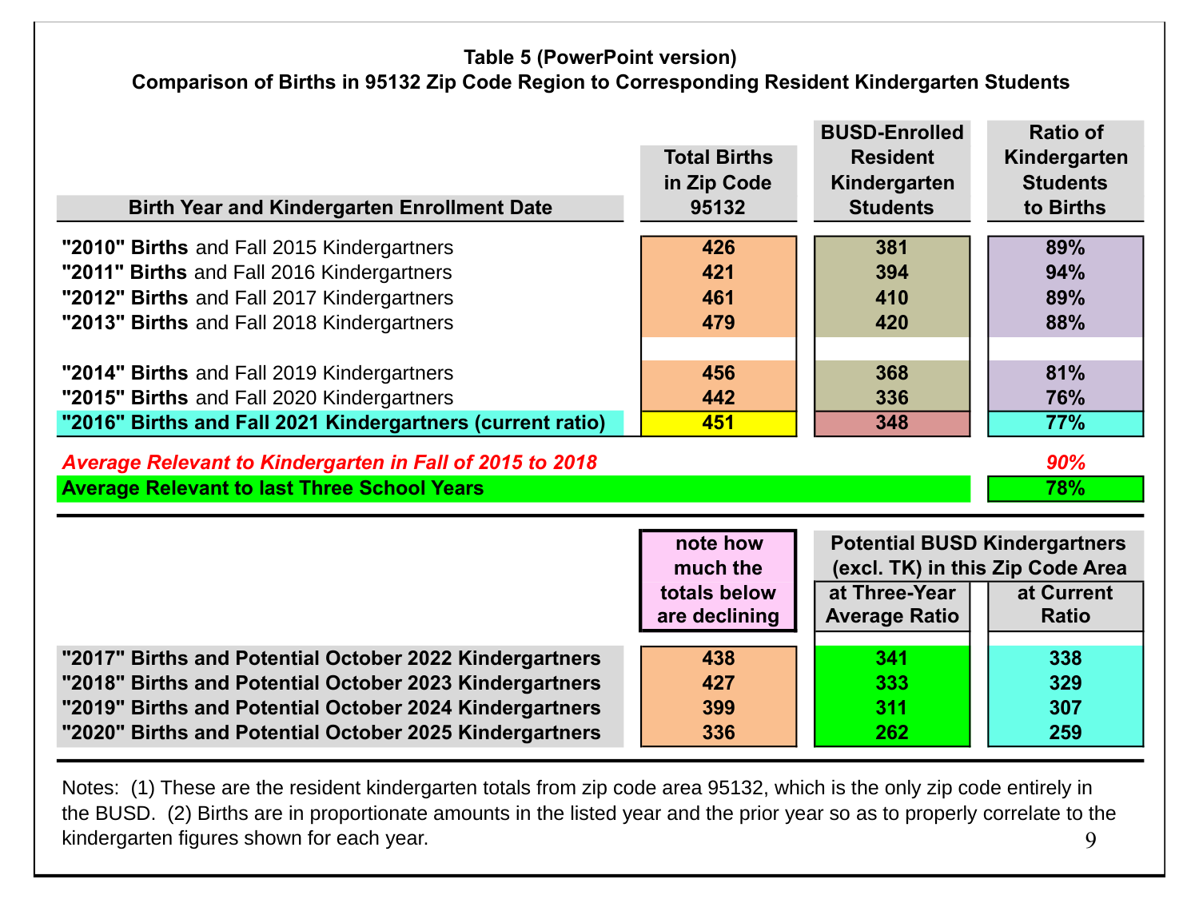**Table 5 (PowerPoint version)**
**Comparison of Births in 95132 Zip Code Region to Corresponding Resident Kindergarten Students**

| Birth Year and Kindergarten Enrollment Date | Total Births in Zip Code 95132 | BUSD-Enrolled Resident Kindergarten Students | Ratio of Kindergarten Students to Births |
|---|---|---|---|
| **"2010" Births** and Fall 2015 Kindergartners | 426 | 381 | 89% |
| **"2011" Births** and Fall 2016 Kindergartners | 421 | 394 | 94% |
| **"2012" Births** and Fall 2017 Kindergartners | 461 | 410 | 89% |
| **"2013" Births** and Fall 2018 Kindergartners | 479 | 420 | 88% |
| **"2014" Births** and Fall 2019 Kindergartners | 456 | 368 | 81% |
| **"2015" Births** and Fall 2020 Kindergartners | 442 | 336 | 76% |
| **"2016" Births and Fall 2021 Kindergartners (current ratio)** | **451** | **348** | **77%** |
| ***Average Relevant to Kindergarten in Fall of 2015 to 2018*** | | | ***90%*** |
| **Average Relevant to last Three School Years** | | | **78%** |

| | **note how much the totals below are declining** | **Potential BUSD Kindergartners (excl. TK) in this Zip Code Area** | |
|---|---|---|---|
| | | **at Three-Year Average Ratio** | **at Current Ratio** |
| **"2017" Births and Potential October 2022 Kindergartners** | 438 | 341 | 338 |
| **"2018" Births and Potential October 2023 Kindergartners** | 427 | 333 | 329 |
| **"2019" Births and Potential October 2024 Kindergartners** | 399 | 311 | 307 |
| **"2020" Births and Potential October 2025 Kindergartners** | 336 | 262 | 259 |

Notes: (1) These are the resident kindergarten totals from zip code area 95132, which is the only zip code entirely in the BUSD. (2) Births are in proportionate amounts in the listed year and the prior year so as to properly correlate to the kindergarten figures shown for each year.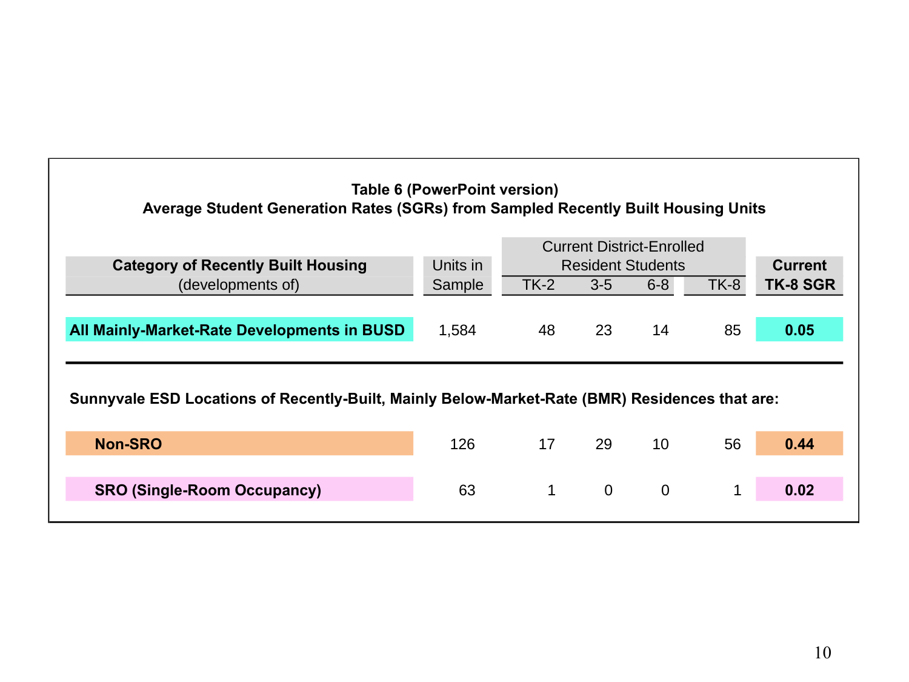**Table 6 (PowerPoint version)**
**Average Student Generation Rates (SGRs) from Sampled Recently Built Housing Units**

| **Category of Recently Built Housing** (developments of) | Units in Sample | Current District-Enrolled Resident Students | | | | **Current TK-8 SGR** |
|---|---|---|---|---|---|---|
| | | TK-2 | 3-5 | 6-8 | TK-8 | |
| **All Mainly-Market-Rate Developments in BUSD** | 1,584 | 48 | 23 | 14 | 85 | **0.05** |
| **Sunnyvale ESD Locations of Recently-Built, Mainly Below-Market-Rate (BMR) Residences that are:** | | | | | | |
| **Non-SRO** | 126 | 17 | 29 | 10 | 56 | **0.44** |
| **SRO (Single-Room Occupancy)** | 63 | 1 | 0 | 0 | 1 | **0.02** |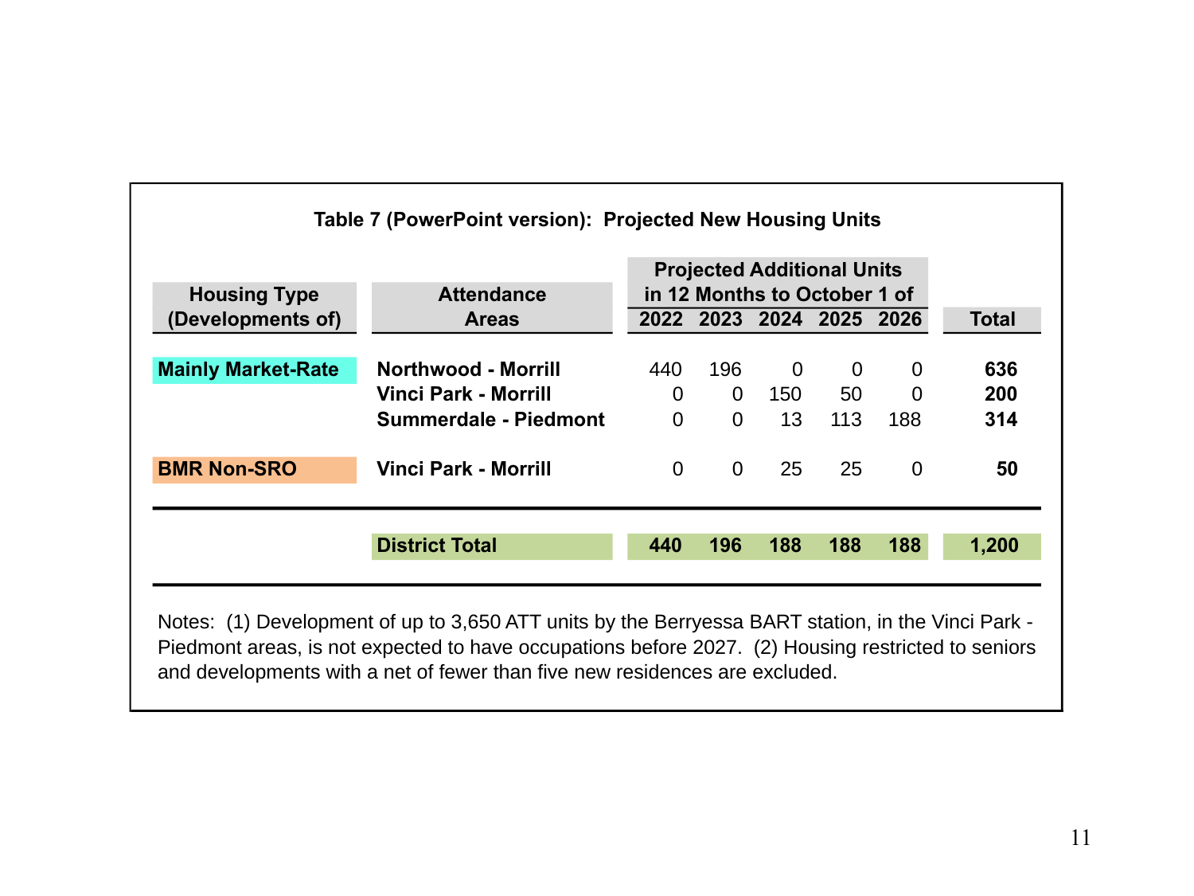**Table 7 (PowerPoint version): Projected New Housing Units**

| Housing Type (Developments of) | Attendance Areas | Projected Additional Units in 12 Months to October 1 of | | | | | Total |
|---|---|---|---|---|---|---|---|
| | | 2022 | 2023 | 2024 | 2025 | 2026 | |
| **Mainly Market-Rate** | **Northwood - Morrill** | 440 | 196 | 0 | 0 | 0 | **636** |
| | **Vinci Park - Morrill** | 0 | 0 | 150 | 50 | 0 | **200** |
| | **Summerdale - Piedmont** | 0 | 0 | 13 | 113 | 188 | **314** |
| **BMR Non-SRO** | **Vinci Park - Morrill** | 0 | 0 | 25 | 25 | 0 | **50** |
| | **District Total** | **440** | **196** | **188** | **188** | **188** | **1,200** |

Notes: (1) Development of up to 3,650 ATT units by the Berryessa BART station, in the Vinci Park - Piedmont areas, is not expected to have occupations before 2027. (2) Housing restricted to seniors and developments with a net of fewer than five new residences are excluded.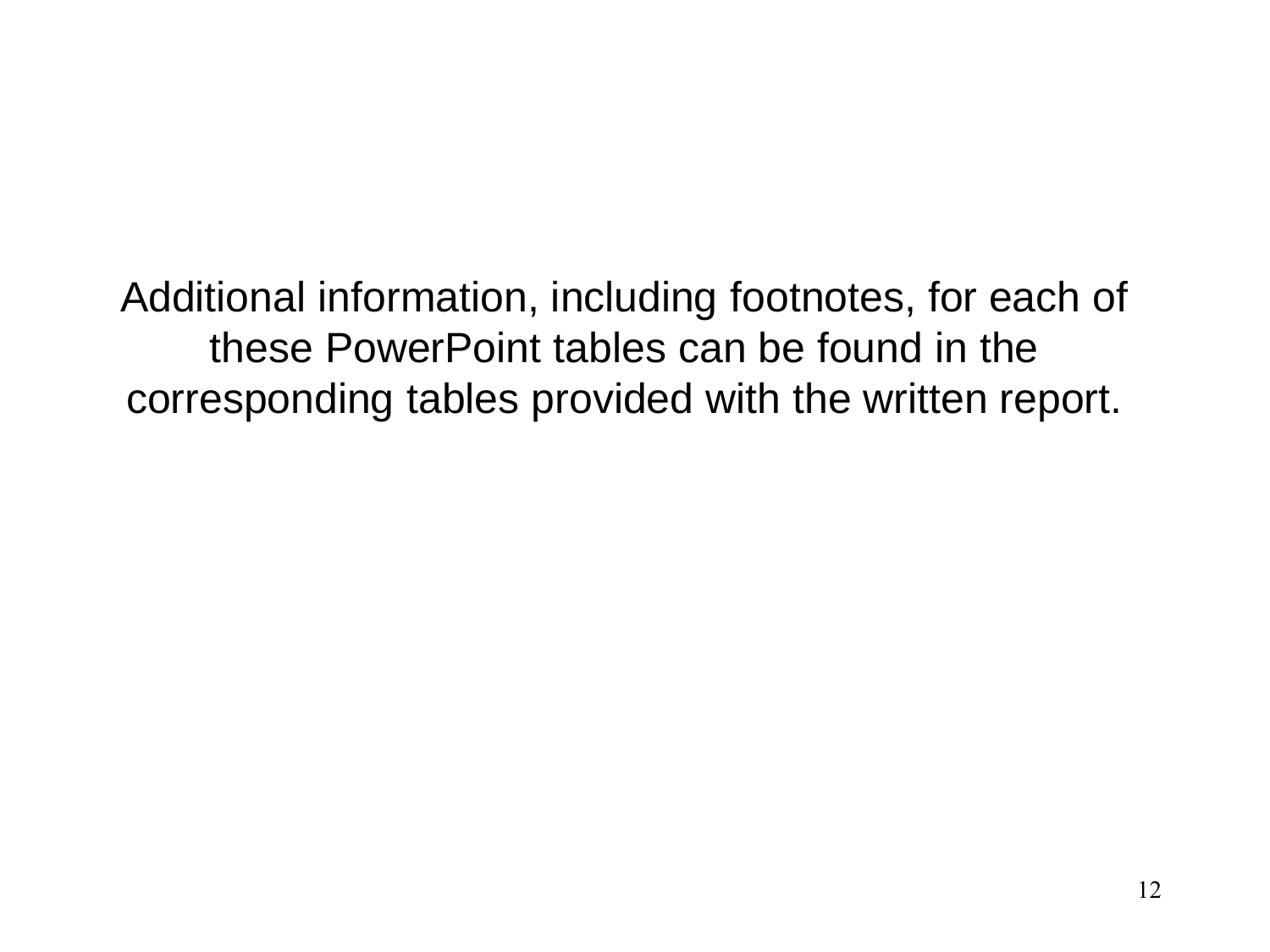Additional information, including footnotes, for each of these PowerPoint tables can be found in the corresponding tables provided with the written report.